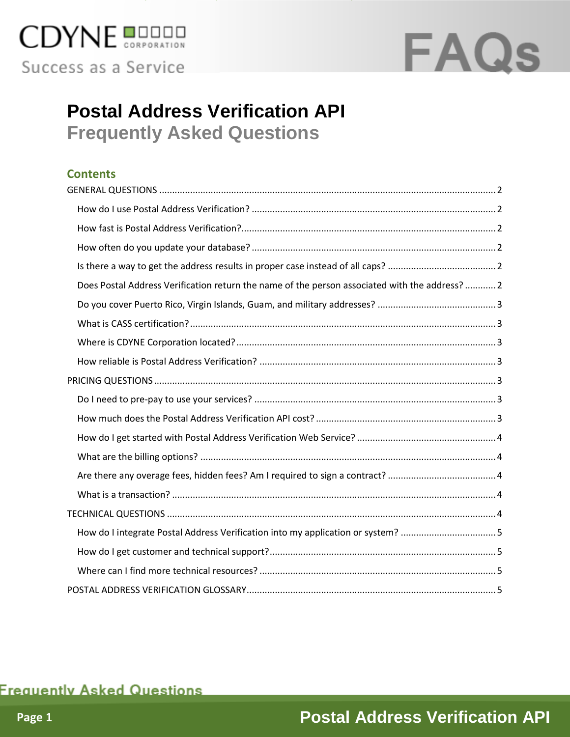# Postal Address Verification API

## Frequently Asked Questions

### Contents

- GENERAL QUESTIONS ... 2
  - How do I use Postal Address Verification? ... 2
  - How fast is Postal Address Verification? ... 2
  - How often do you update your database? ... 2
  - Is there a way to get the address results in proper case instead of all caps? ... 2
  - Does Postal Address Verification return the name of the person associated with the address? ... 2
  - Do you cover Puerto Rico, Virgin Islands, Guam, and military addresses? ... 3
  - What is CASS certification? ... 3
  - Where is CDYNE Corporation located? ... 3
  - How reliable is Postal Address Verification? ... 3
- PRICING QUESTIONS ... 3
  - Do I need to pre-pay to use your services? ... 3
  - How much does the Postal Address Verification API cost? ... 3
  - How do I get started with Postal Address Verification Web Service? ... 4
  - What are the billing options? ... 4
  - Are there any overage fees, hidden fees? Am I required to sign a contract? ... 4
  - What is a transaction? ... 4
- TECHNICAL QUESTIONS ... 4
  - How do I integrate Postal Address Verification into my application or system? ... 5
  - How do I get customer and technical support? ... 5
  - Where can I find more technical resources? ... 5
- POSTAL ADDRESS VERIFICATION GLOSSARY ... 5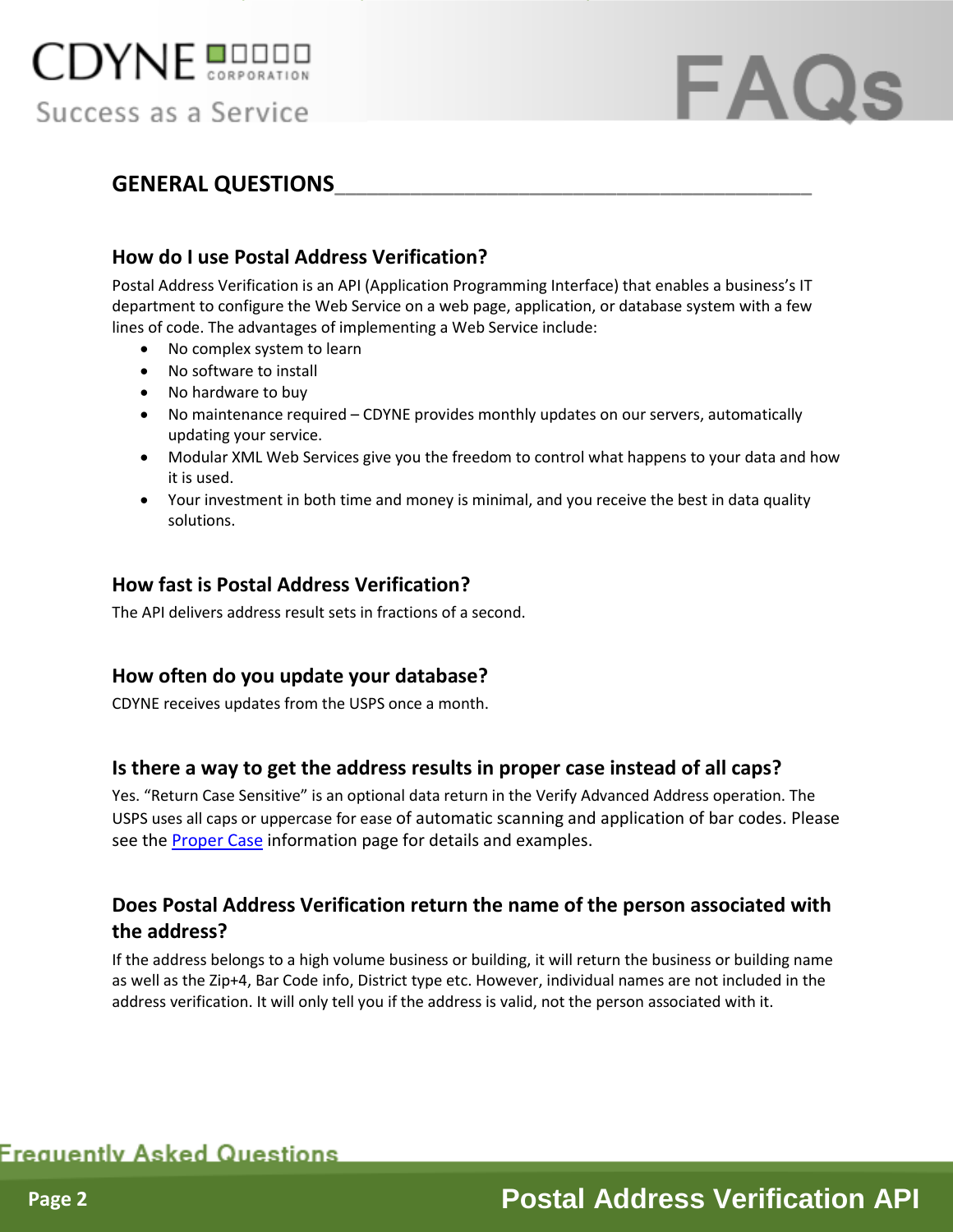## GENERAL QUESTIONS

### How do I use Postal Address Verification?

Postal Address Verification is an API (Application Programming Interface) that enables a business's IT department to configure the Web Service on a web page, application, or database system with a few lines of code. The advantages of implementing a Web Service include:

- No complex system to learn
- No software to install
- No hardware to buy
- No maintenance required – CDYNE provides monthly updates on our servers, automatically updating your service.
- Modular XML Web Services give you the freedom to control what happens to your data and how it is used.
- Your investment in both time and money is minimal, and you receive the best in data quality solutions.

### How fast is Postal Address Verification?

The API delivers address result sets in fractions of a second.

### How often do you update your database?

CDYNE receives updates from the USPS once a month.

### Is there a way to get the address results in proper case instead of all caps?

Yes. "Return Case Sensitive" is an optional data return in the Verify Advanced Address operation. The USPS uses all caps or uppercase for ease of automatic scanning and application of bar codes. Please see the Proper Case information page for details and examples.

### Does Postal Address Verification return the name of the person associated with the address?

If the address belongs to a high volume business or building, it will return the business or building name as well as the Zip+4, Bar Code info, District type etc. However, individual names are not included in the address verification. It will only tell you if the address is valid, not the person associated with it.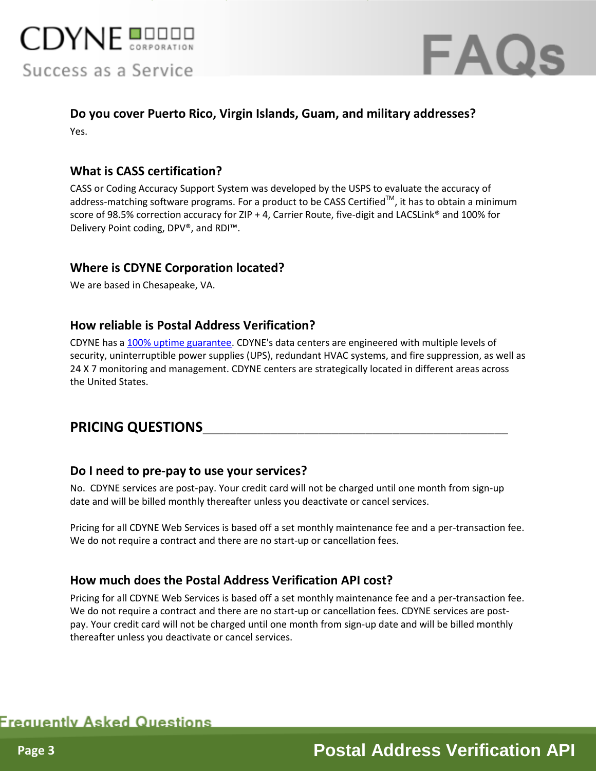### Do you cover Puerto Rico, Virgin Islands, Guam, and military addresses?

Yes.

### What is CASS certification?

CASS or Coding Accuracy Support System was developed by the USPS to evaluate the accuracy of address-matching software programs. For a product to be CASS Certified™, it has to obtain a minimum score of 98.5% correction accuracy for ZIP + 4, Carrier Route, five-digit and LACSLink® and 100% for Delivery Point coding, DPV®, and RDI™.

### Where is CDYNE Corporation located?

We are based in Chesapeake, VA.

### How reliable is Postal Address Verification?

CDYNE has a 100% uptime guarantee. CDYNE's data centers are engineered with multiple levels of security, uninterruptible power supplies (UPS), redundant HVAC systems, and fire suppression, as well as 24 X 7 monitoring and management. CDYNE centers are strategically located in different areas across the United States.

## PRICING QUESTIONS

### Do I need to pre-pay to use your services?

No. CDYNE services are post-pay. Your credit card will not be charged until one month from sign-up date and will be billed monthly thereafter unless you deactivate or cancel services.

Pricing for all CDYNE Web Services is based off a set monthly maintenance fee and a per-transaction fee. We do not require a contract and there are no start-up or cancellation fees.

### How much does the Postal Address Verification API cost?

Pricing for all CDYNE Web Services is based off a set monthly maintenance fee and a per-transaction fee. We do not require a contract and there are no start-up or cancellation fees. CDYNE services are post-pay. Your credit card will not be charged until one month from sign-up date and will be billed monthly thereafter unless you deactivate or cancel services.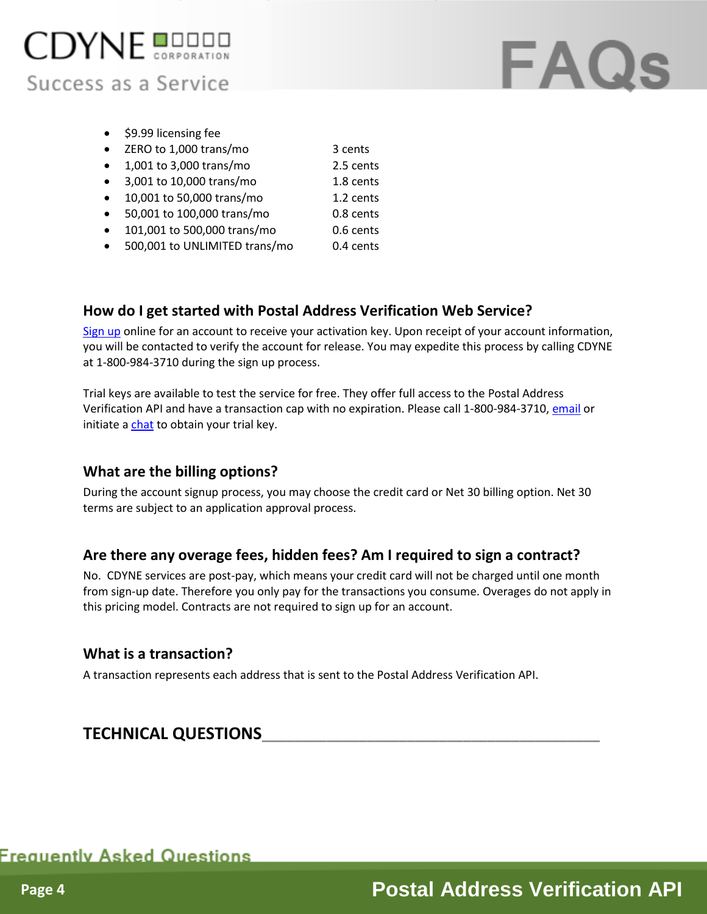- $9.99 licensing fee
- ZERO to 1,000 trans/mo 3 cents
- 1,001 to 3,000 trans/mo 2.5 cents
- 3,001 to 10,000 trans/mo 1.8 cents
- 10,001 to 50,000 trans/mo 1.2 cents
- 50,001 to 100,000 trans/mo 0.8 cents
- 101,001 to 500,000 trans/mo 0.6 cents
- 500,001 to UNLIMITED trans/mo 0.4 cents

### How do I get started with Postal Address Verification Web Service?

Sign up online for an account to receive your activation key. Upon receipt of your account information, you will be contacted to verify the account for release. You may expedite this process by calling CDYNE at 1-800-984-3710 during the sign up process.

Trial keys are available to test the service for free. They offer full access to the Postal Address Verification API and have a transaction cap with no expiration. Please call 1-800-984-3710, email or initiate a chat to obtain your trial key.

### What are the billing options?

During the account signup process, you may choose the credit card or Net 30 billing option. Net 30 terms are subject to an application approval process.

### Are there any overage fees, hidden fees? Am I required to sign a contract?

No. CDYNE services are post-pay, which means your credit card will not be charged until one month from sign-up date. Therefore you only pay for the transactions you consume. Overages do not apply in this pricing model. Contracts are not required to sign up for an account.

### What is a transaction?

A transaction represents each address that is sent to the Postal Address Verification API.

## TECHNICAL QUESTIONS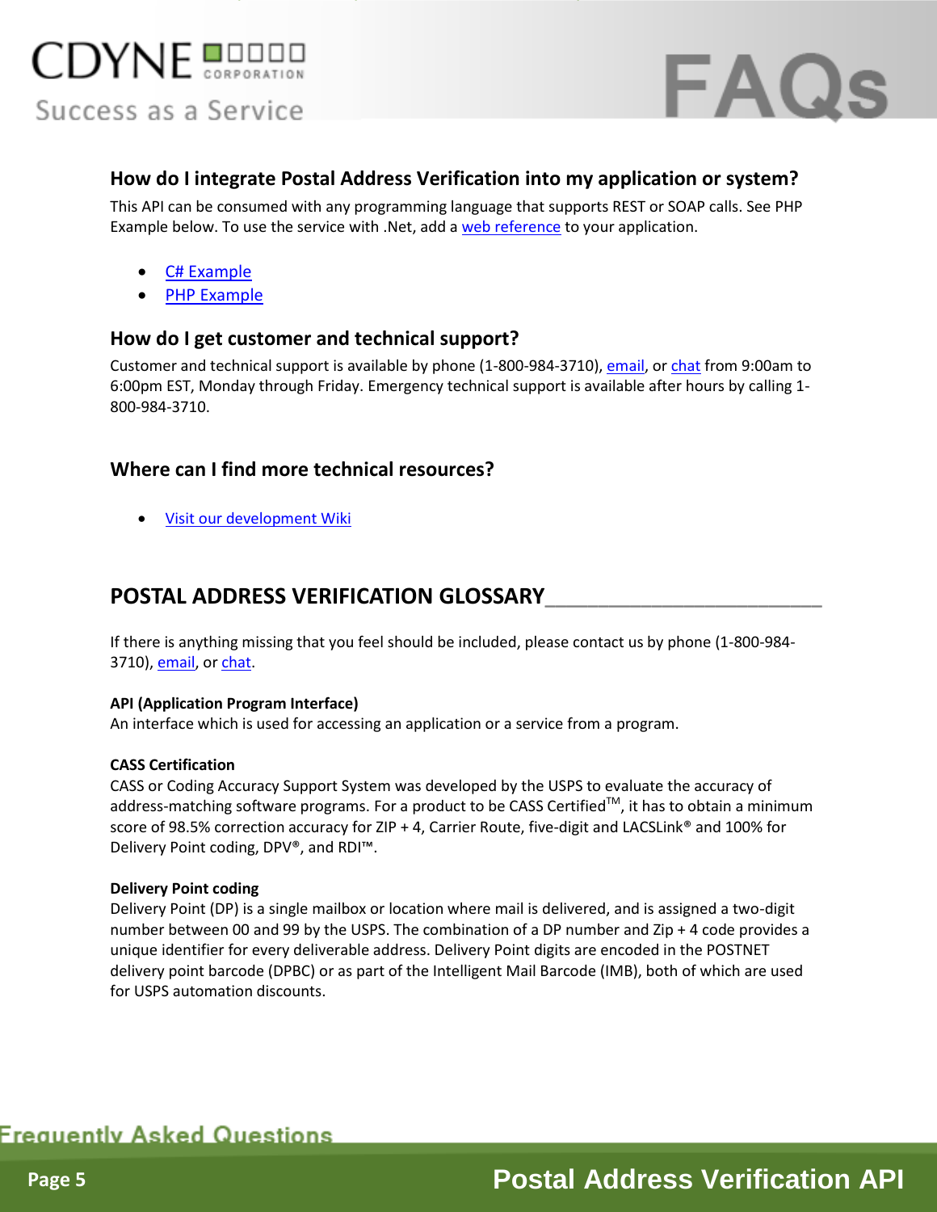## How do I integrate Postal Address Verification into my application or system?

This API can be consumed with any programming language that supports REST or SOAP calls. See PHP Example below. To use the service with .Net, add a web reference to your application.

- C# Example
- PHP Example

## How do I get customer and technical support?

Customer and technical support is available by phone (1-800-984-3710), email, or chat from 9:00am to 6:00pm EST, Monday through Friday. Emergency technical support is available after hours by calling 1-800-984-3710.

## Where can I find more technical resources?

- Visit our development Wiki

## POSTAL ADDRESS VERIFICATION GLOSSARY

If there is anything missing that you feel should be included, please contact us by phone (1-800-984-3710), email, or chat.

**API (Application Program Interface)**
An interface which is used for accessing an application or a service from a program.

**CASS Certification**
CASS or Coding Accuracy Support System was developed by the USPS to evaluate the accuracy of address-matching software programs. For a product to be CASS Certified™, it has to obtain a minimum score of 98.5% correction accuracy for ZIP + 4, Carrier Route, five-digit and LACSLink® and 100% for Delivery Point coding, DPV®, and RDI™.

**Delivery Point coding**
Delivery Point (DP) is a single mailbox or location where mail is delivered, and is assigned a two-digit number between 00 and 99 by the USPS. The combination of a DP number and Zip + 4 code provides a unique identifier for every deliverable address. Delivery Point digits are encoded in the POSTNET delivery point barcode (DPBC) or as part of the Intelligent Mail Barcode (IMB), both of which are used for USPS automation discounts.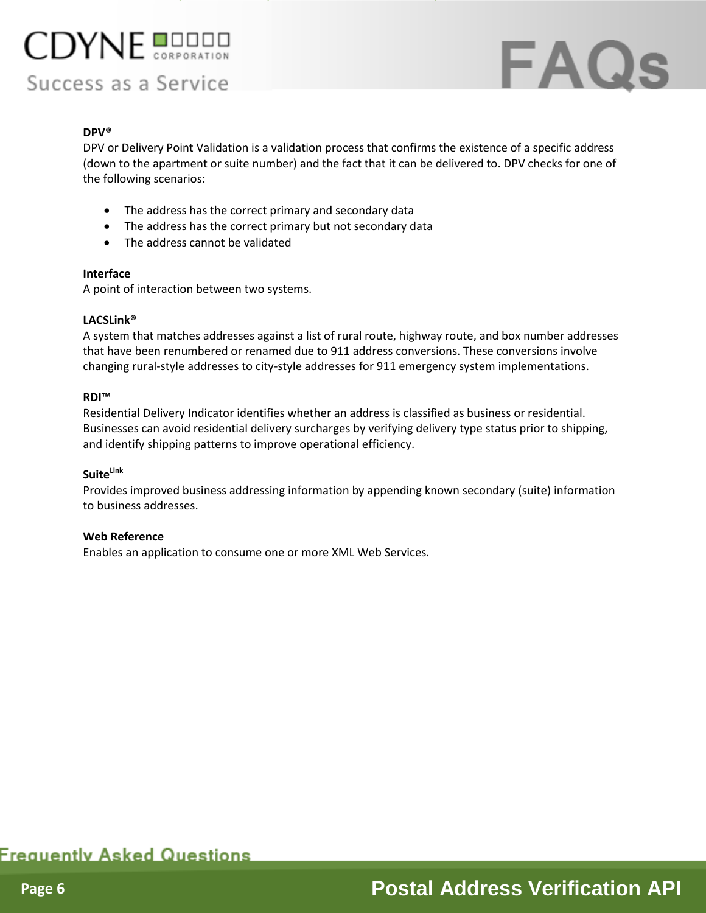**DPV®**
DPV or Delivery Point Validation is a validation process that confirms the existence of a specific address (down to the apartment or suite number) and the fact that it can be delivered to. DPV checks for one of the following scenarios:

- The address has the correct primary and secondary data
- The address has the correct primary but not secondary data
- The address cannot be validated

**Interface**
A point of interaction between two systems.

**LACSLink®**
A system that matches addresses against a list of rural route, highway route, and box number addresses that have been renumbered or renamed due to 911 address conversions. These conversions involve changing rural-style addresses to city-style addresses for 911 emergency system implementations.

**RDI™**
Residential Delivery Indicator identifies whether an address is classified as business or residential. Businesses can avoid residential delivery surcharges by verifying delivery type status prior to shipping, and identify shipping patterns to improve operational efficiency.

**Suite^Link**
Provides improved business addressing information by appending known secondary (suite) information to business addresses.

**Web Reference**
Enables an application to consume one or more XML Web Services.